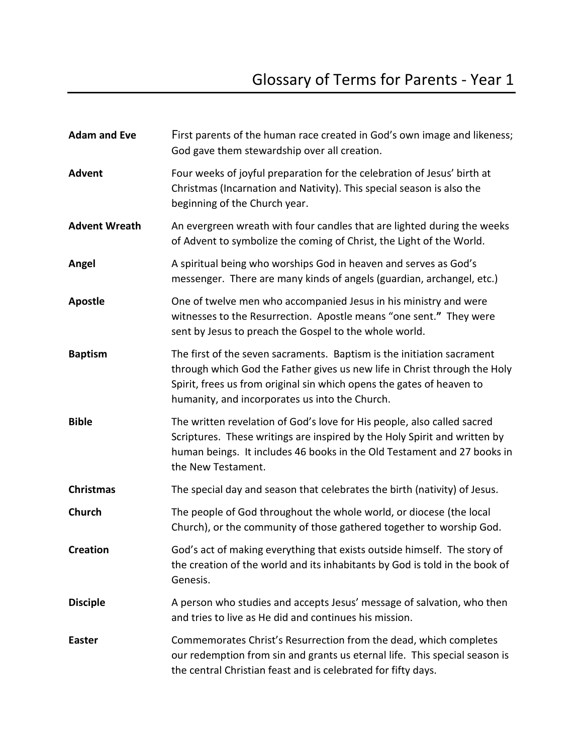# Glossary of Terms for Parents - Year 1

| | |
|---|---|
| **Adam and Eve** | First parents of the human race created in God's own image and likeness; God gave them stewardship over all creation. |
| **Advent** | Four weeks of joyful preparation for the celebration of Jesus' birth at Christmas (Incarnation and Nativity). This special season is also the beginning of the Church year. |
| **Advent Wreath** | An evergreen wreath with four candles that are lighted during the weeks of Advent to symbolize the coming of Christ, the Light of the World. |
| **Angel** | A spiritual being who worships God in heaven and serves as God's messenger. There are many kinds of angels (guardian, archangel, etc.) |
| **Apostle** | One of twelve men who accompanied Jesus in his ministry and were witnesses to the Resurrection. Apostle means "one sent." They were sent by Jesus to preach the Gospel to the whole world. |
| **Baptism** | The first of the seven sacraments. Baptism is the initiation sacrament through which God the Father gives us new life in Christ through the Holy Spirit, frees us from original sin which opens the gates of heaven to humanity, and incorporates us into the Church. |
| **Bible** | The written revelation of God's love for His people, also called sacred Scriptures. These writings are inspired by the Holy Spirit and written by human beings. It includes 46 books in the Old Testament and 27 books in the New Testament. |
| **Christmas** | The special day and season that celebrates the birth (nativity) of Jesus. |
| **Church** | The people of God throughout the whole world, or diocese (the local Church), or the community of those gathered together to worship God. |
| **Creation** | God's act of making everything that exists outside himself. The story of the creation of the world and its inhabitants by God is told in the book of Genesis. |
| **Disciple** | A person who studies and accepts Jesus' message of salvation, who then and tries to live as He did and continues his mission. |
| **Easter** | Commemorates Christ's Resurrection from the dead, which completes our redemption from sin and grants us eternal life. This special season is the central Christian feast and is celebrated for fifty days. |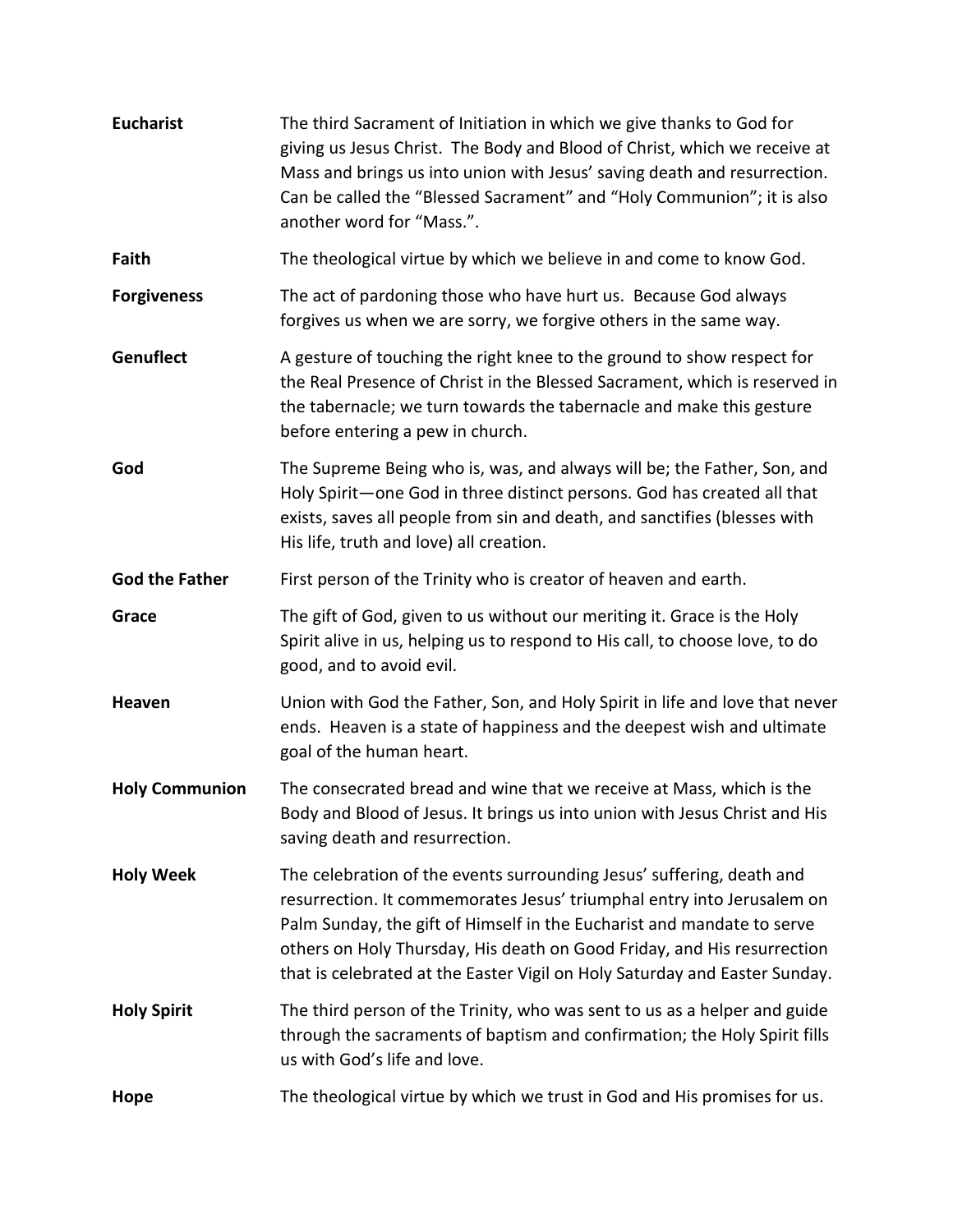| | |
|---|---|
| **Eucharist** | The third Sacrament of Initiation in which we give thanks to God for giving us Jesus Christ. The Body and Blood of Christ, which we receive at Mass and brings us into union with Jesus' saving death and resurrection. Can be called the "Blessed Sacrament" and "Holy Communion"; it is also another word for "Mass.". |
| **Faith** | The theological virtue by which we believe in and come to know God. |
| **Forgiveness** | The act of pardoning those who have hurt us. Because God always forgives us when we are sorry, we forgive others in the same way. |
| **Genuflect** | A gesture of touching the right knee to the ground to show respect for the Real Presence of Christ in the Blessed Sacrament, which is reserved in the tabernacle; we turn towards the tabernacle and make this gesture before entering a pew in church. |
| **God** | The Supreme Being who is, was, and always will be; the Father, Son, and Holy Spirit—one God in three distinct persons. God has created all that exists, saves all people from sin and death, and sanctifies (blesses with His life, truth and love) all creation. |
| **God the Father** | First person of the Trinity who is creator of heaven and earth. |
| **Grace** | The gift of God, given to us without our meriting it. Grace is the Holy Spirit alive in us, helping us to respond to His call, to choose love, to do good, and to avoid evil. |
| **Heaven** | Union with God the Father, Son, and Holy Spirit in life and love that never ends. Heaven is a state of happiness and the deepest wish and ultimate goal of the human heart. |
| **Holy Communion** | The consecrated bread and wine that we receive at Mass, which is the Body and Blood of Jesus. It brings us into union with Jesus Christ and His saving death and resurrection. |
| **Holy Week** | The celebration of the events surrounding Jesus' suffering, death and resurrection. It commemorates Jesus' triumphal entry into Jerusalem on Palm Sunday, the gift of Himself in the Eucharist and mandate to serve others on Holy Thursday, His death on Good Friday, and His resurrection that is celebrated at the Easter Vigil on Holy Saturday and Easter Sunday. |
| **Holy Spirit** | The third person of the Trinity, who was sent to us as a helper and guide through the sacraments of baptism and confirmation; the Holy Spirit fills us with God's life and love. |
| **Hope** | The theological virtue by which we trust in God and His promises for us. |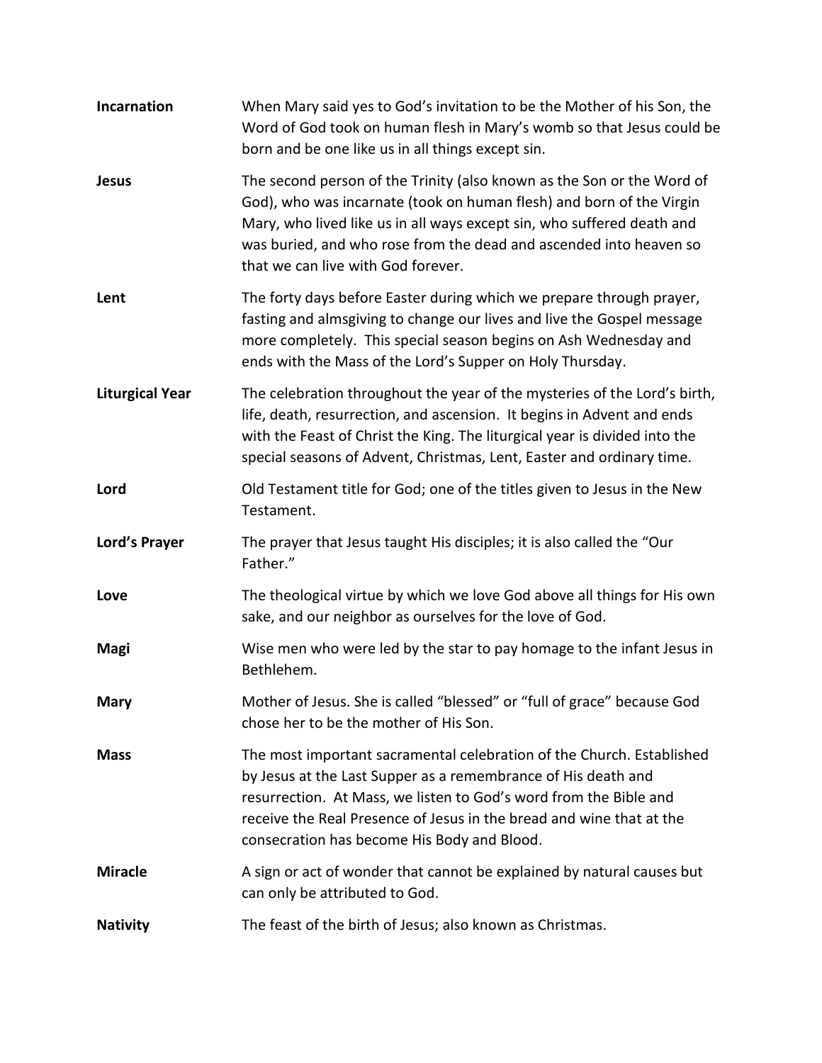**Incarnation** When Mary said yes to God's invitation to be the Mother of his Son, the Word of God took on human flesh in Mary's womb so that Jesus could be born and be one like us in all things except sin.

**Jesus** The second person of the Trinity (also known as the Son or the Word of God), who was incarnate (took on human flesh) and born of the Virgin Mary, who lived like us in all ways except sin, who suffered death and was buried, and who rose from the dead and ascended into heaven so that we can live with God forever.

**Lent** The forty days before Easter during which we prepare through prayer, fasting and almsgiving to change our lives and live the Gospel message more completely. This special season begins on Ash Wednesday and ends with the Mass of the Lord's Supper on Holy Thursday.

**Liturgical Year** The celebration throughout the year of the mysteries of the Lord's birth, life, death, resurrection, and ascension. It begins in Advent and ends with the Feast of Christ the King. The liturgical year is divided into the special seasons of Advent, Christmas, Lent, Easter and ordinary time.

**Lord** Old Testament title for God; one of the titles given to Jesus in the New Testament.

**Lord's Prayer** The prayer that Jesus taught His disciples; it is also called the "Our Father."

**Love** The theological virtue by which we love God above all things for His own sake, and our neighbor as ourselves for the love of God.

**Magi** Wise men who were led by the star to pay homage to the infant Jesus in Bethlehem.

**Mary** Mother of Jesus. She is called "blessed" or "full of grace" because God chose her to be the mother of His Son.

**Mass** The most important sacramental celebration of the Church. Established by Jesus at the Last Supper as a remembrance of His death and resurrection. At Mass, we listen to God's word from the Bible and receive the Real Presence of Jesus in the bread and wine that at the consecration has become His Body and Blood.

**Miracle** A sign or act of wonder that cannot be explained by natural causes but can only be attributed to God.

**Nativity** The feast of the birth of Jesus; also known as Christmas.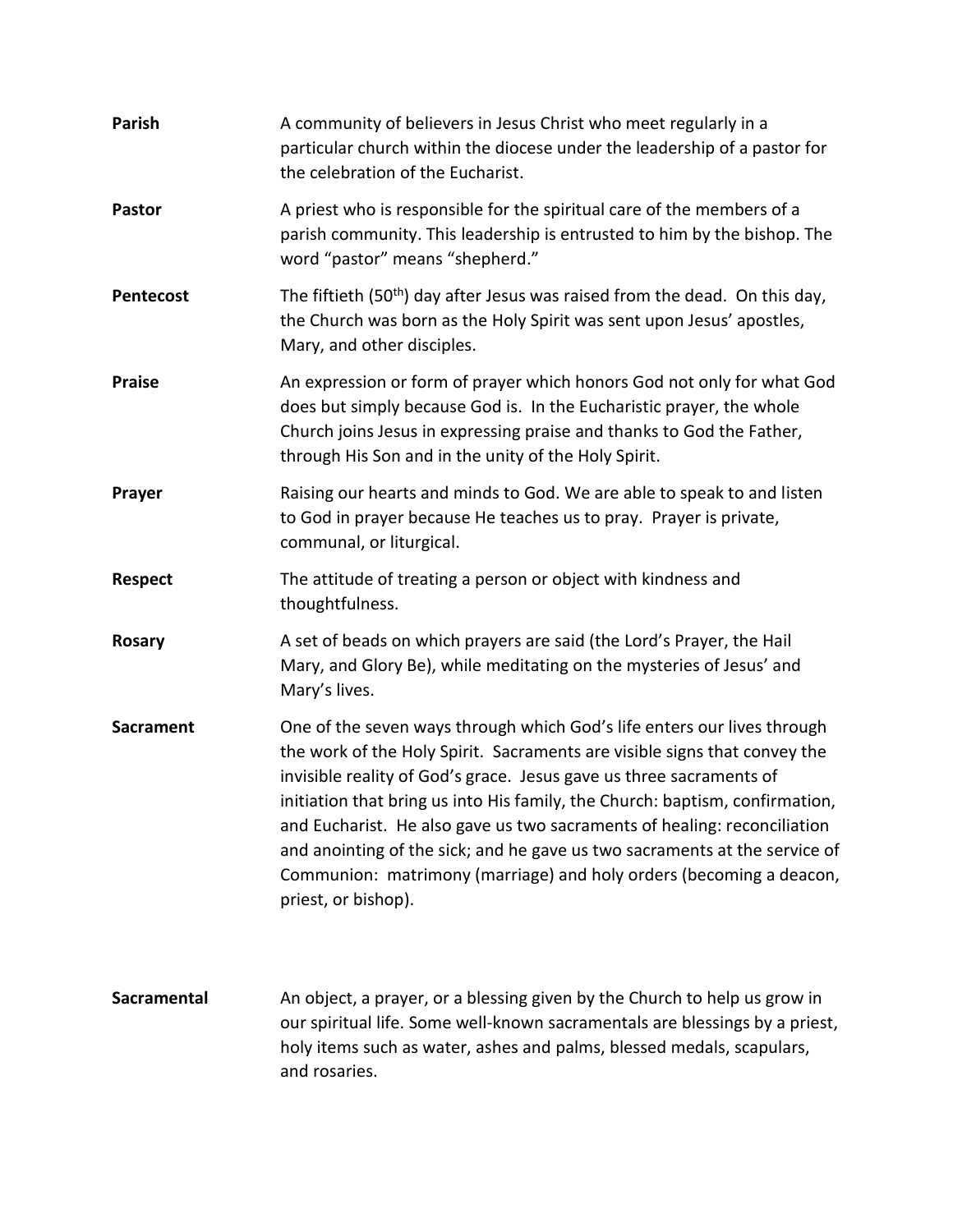**Parish** A community of believers in Jesus Christ who meet regularly in a particular church within the diocese under the leadership of a pastor for the celebration of the Eucharist.

**Pastor** A priest who is responsible for the spiritual care of the members of a parish community. This leadership is entrusted to him by the bishop. The word "pastor" means "shepherd."

**Pentecost** The fiftieth (50th) day after Jesus was raised from the dead. On this day, the Church was born as the Holy Spirit was sent upon Jesus' apostles, Mary, and other disciples.

**Praise** An expression or form of prayer which honors God not only for what God does but simply because God is. In the Eucharistic prayer, the whole Church joins Jesus in expressing praise and thanks to God the Father, through His Son and in the unity of the Holy Spirit.

**Prayer** Raising our hearts and minds to God. We are able to speak to and listen to God in prayer because He teaches us to pray. Prayer is private, communal, or liturgical.

**Respect** The attitude of treating a person or object with kindness and thoughtfulness.

**Rosary** A set of beads on which prayers are said (the Lord's Prayer, the Hail Mary, and Glory Be), while meditating on the mysteries of Jesus' and Mary's lives.

**Sacrament** One of the seven ways through which God's life enters our lives through the work of the Holy Spirit. Sacraments are visible signs that convey the invisible reality of God's grace. Jesus gave us three sacraments of initiation that bring us into His family, the Church: baptism, confirmation, and Eucharist. He also gave us two sacraments of healing: reconciliation and anointing of the sick; and he gave us two sacraments at the service of Communion: matrimony (marriage) and holy orders (becoming a deacon, priest, or bishop).

**Sacramental** An object, a prayer, or a blessing given by the Church to help us grow in our spiritual life. Some well-known sacramentals are blessings by a priest, holy items such as water, ashes and palms, blessed medals, scapulars, and rosaries.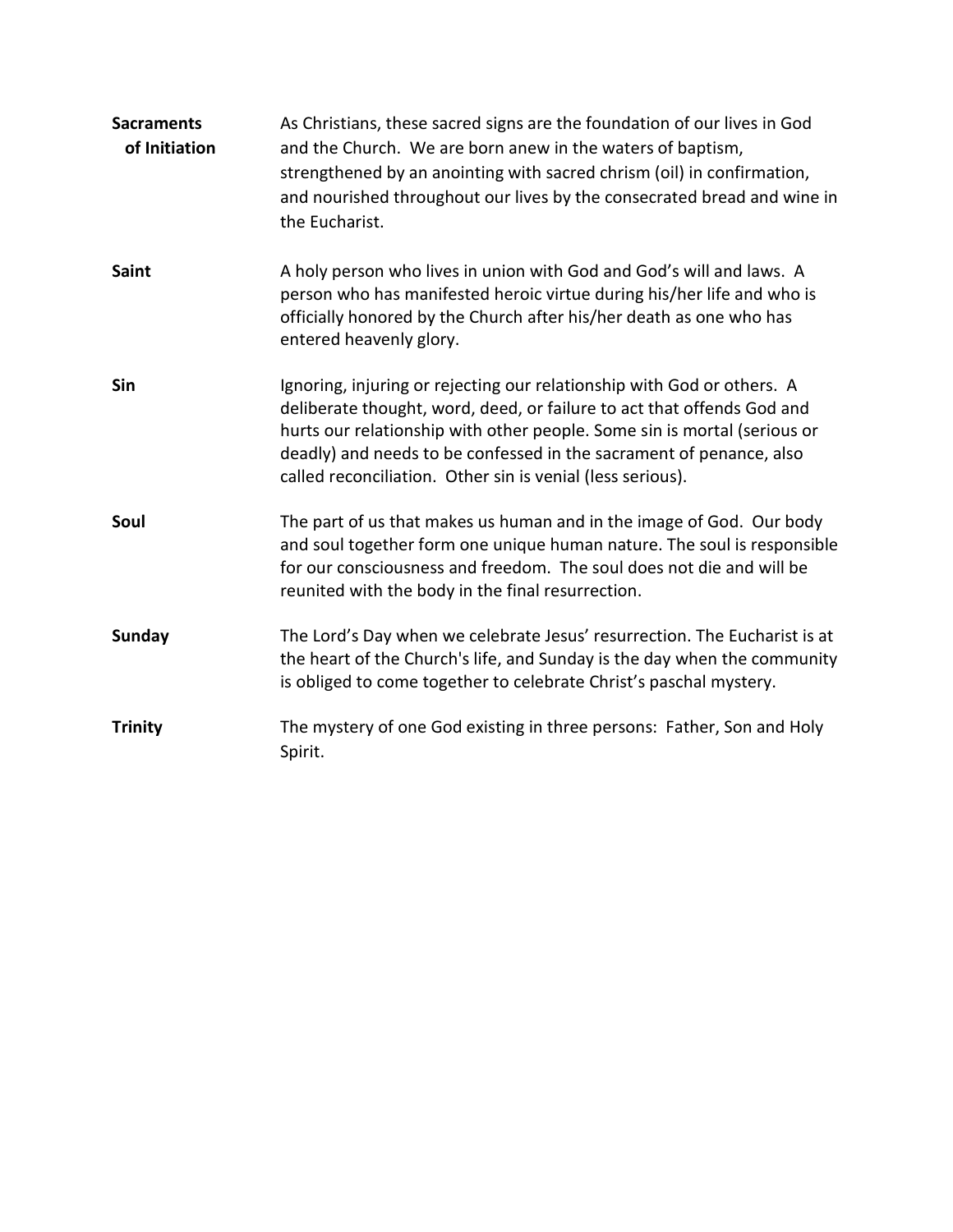**Sacraments of Initiation**

As Christians, these sacred signs are the foundation of our lives in God and the Church. We are born anew in the waters of baptism, strengthened by an anointing with sacred chrism (oil) in confirmation, and nourished throughout our lives by the consecrated bread and wine in the Eucharist.

**Saint**

A holy person who lives in union with God and God's will and laws. A person who has manifested heroic virtue during his/her life and who is officially honored by the Church after his/her death as one who has entered heavenly glory.

**Sin**

Ignoring, injuring or rejecting our relationship with God or others. A deliberate thought, word, deed, or failure to act that offends God and hurts our relationship with other people. Some sin is mortal (serious or deadly) and needs to be confessed in the sacrament of penance, also called reconciliation. Other sin is venial (less serious).

**Soul**

The part of us that makes us human and in the image of God. Our body and soul together form one unique human nature. The soul is responsible for our consciousness and freedom. The soul does not die and will be reunited with the body in the final resurrection.

**Sunday**

The Lord's Day when we celebrate Jesus' resurrection. The Eucharist is at the heart of the Church's life, and Sunday is the day when the community is obliged to come together to celebrate Christ's paschal mystery.

**Trinity**

The mystery of one God existing in three persons: Father, Son and Holy Spirit.